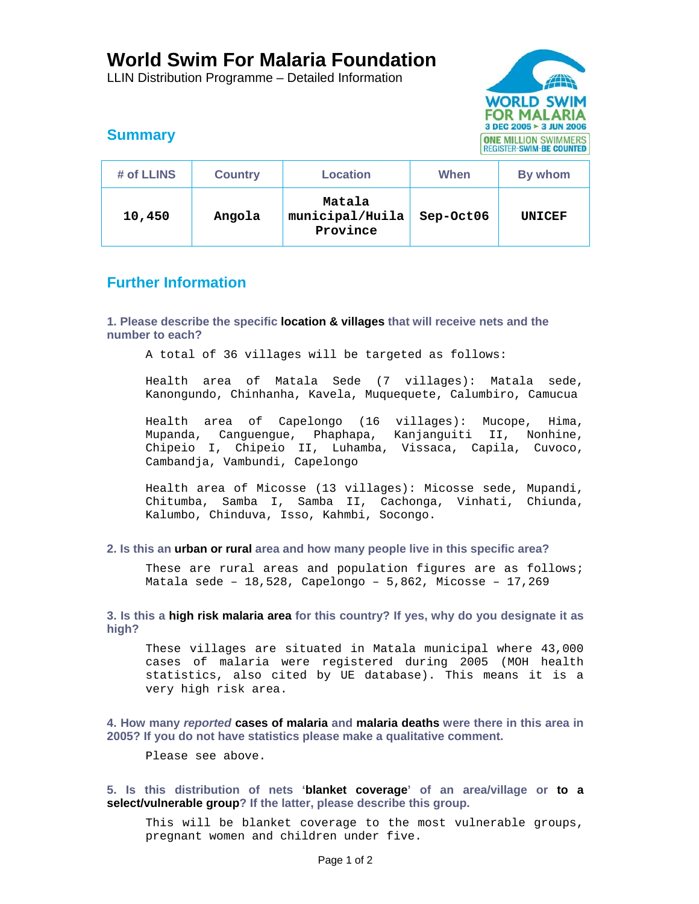# World Swim For Malaria Foundation

LLIN Distribution Programme – Detailed Information

## Summary

| # of LLINS | Country | Location | When | By whom |
|---|---|---|---|---|
| 10,450 | Angola | Matala municipal/Huila Province | Sep-Oct06 | UNICEF |

## Further Information

**1. Please describe the specific location & villages that will receive nets and the number to each?**

A total of 36 villages will be targeted as follows:

Health area of Matala Sede (7 villages): Matala sede, Kanongundo, Chinhanha, Kavela, Muquequete, Calumbiro, Camucua

Health area of Capelongo (16 villages): Mucope, Hima, Mupanda, Canguengue, Phaphapa, Kanjanguiti II, Nonhine, Chipeio I, Chipeio II, Luhamba, Vissaca, Capila, Cuvoco, Cambandja, Vambundi, Capelongo

Health area of Micosse (13 villages): Micosse sede, Mupandi, Chitumba, Samba I, Samba II, Cachonga, Vinhati, Chiunda, Kalumbo, Chinduva, Isso, Kahmbi, Socongo.

**2. Is this an urban or rural area and how many people live in this specific area?**

These are rural areas and population figures are as follows; Matala sede – 18,528, Capelongo – 5,862, Micosse – 17,269

**3. Is this a high risk malaria area for this country? If yes, why do you designate it as high?**

These villages are situated in Matala municipal where 43,000 cases of malaria were registered during 2005 (MOH health statistics, also cited by UE database). This means it is a very high risk area.

**4. How many *reported* cases of malaria and malaria deaths were there in this area in 2005? If you do not have statistics please make a qualitative comment.**

Please see above.

**5. Is this distribution of nets 'blanket coverage' of an area/village or to a select/vulnerable group? If the latter, please describe this group.**

This will be blanket coverage to the most vulnerable groups, pregnant women and children under five.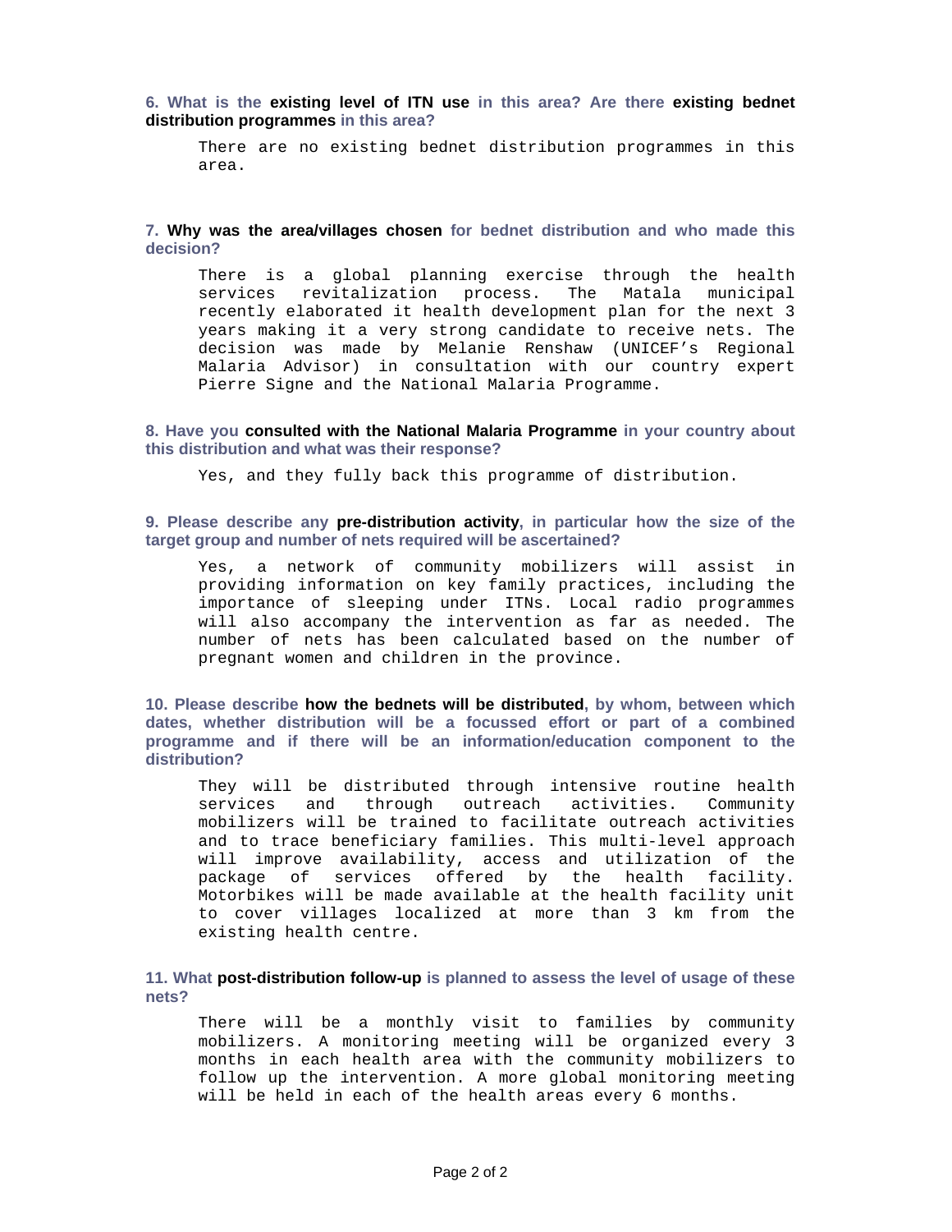**6. What is the existing level of ITN use in this area? Are there existing bednet distribution programmes in this area?**

There are no existing bednet distribution programmes in this area.

**7. Why was the area/villages chosen for bednet distribution and who made this decision?**

There is a global planning exercise through the health services revitalization process. The Matala municipal recently elaborated it health development plan for the next 3 years making it a very strong candidate to receive nets. The decision was made by Melanie Renshaw (UNICEF's Regional Malaria Advisor) in consultation with our country expert Pierre Signe and the National Malaria Programme.

**8. Have you consulted with the National Malaria Programme in your country about this distribution and what was their response?**

Yes, and they fully back this programme of distribution.

**9. Please describe any pre-distribution activity, in particular how the size of the target group and number of nets required will be ascertained?**

Yes, a network of community mobilizers will assist in providing information on key family practices, including the importance of sleeping under ITNs. Local radio programmes will also accompany the intervention as far as needed. The number of nets has been calculated based on the number of pregnant women and children in the province.

**10. Please describe how the bednets will be distributed, by whom, between which dates, whether distribution will be a focussed effort or part of a combined programme and if there will be an information/education component to the distribution?**

They will be distributed through intensive routine health services and through outreach activities. Community mobilizers will be trained to facilitate outreach activities and to trace beneficiary families. This multi-level approach will improve availability, access and utilization of the package of services offered by the health facility. Motorbikes will be made available at the health facility unit to cover villages localized at more than 3 km from the existing health centre.

**11. What post-distribution follow-up is planned to assess the level of usage of these nets?**

There will be a monthly visit to families by community mobilizers. A monitoring meeting will be organized every 3 months in each health area with the community mobilizers to follow up the intervention. A more global monitoring meeting will be held in each of the health areas every 6 months.